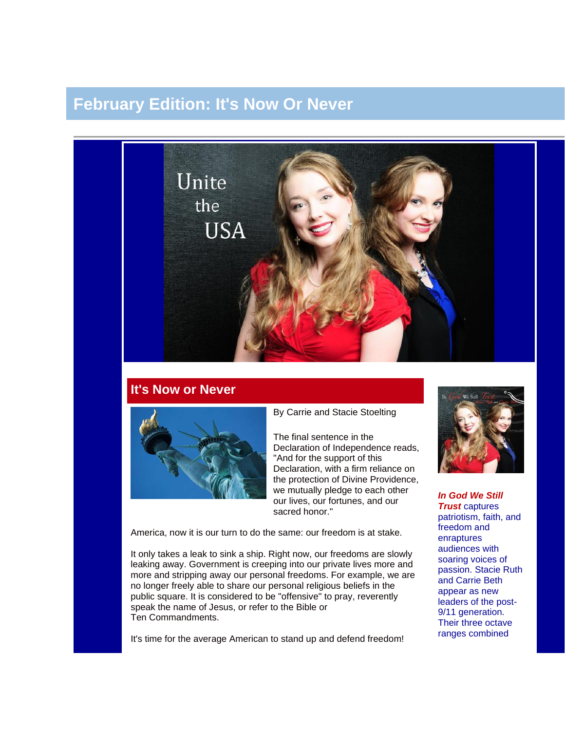# February Edition: It's Now Or Never

## It's Now or Never

By Carrie and Stacie Stoelting

The final sentence in the Declaration of Independence reads, "And for the support of this Declaration, with a firm reliance on the protection of Divine Providence, we mutually pledge to each other our lives, our fortunes, and our sacred honor."

America, now it is our turn to do the same: our freedom is at stake.

It only takes a leak to sink a ship. Right now, our freedoms are slowly leaking away. Government is creeping into our private lives more and more and stripping away our personal freedoms. For example, we are no longer freely able to share our personal religious beliefs in the public square. It is considered to be "offensive" to pray, reverently speak the name of Jesus, or refer to the Bible or Ten Commandments.

It's time for the average American to stand up and defend freedom!

***In God We Still Trust*** captures patriotism, faith, and freedom and enraptures audiences with soaring voices of passion. Stacie Ruth and Carrie Beth appear as new leaders of the post-9/11 generation. Their three octave ranges combined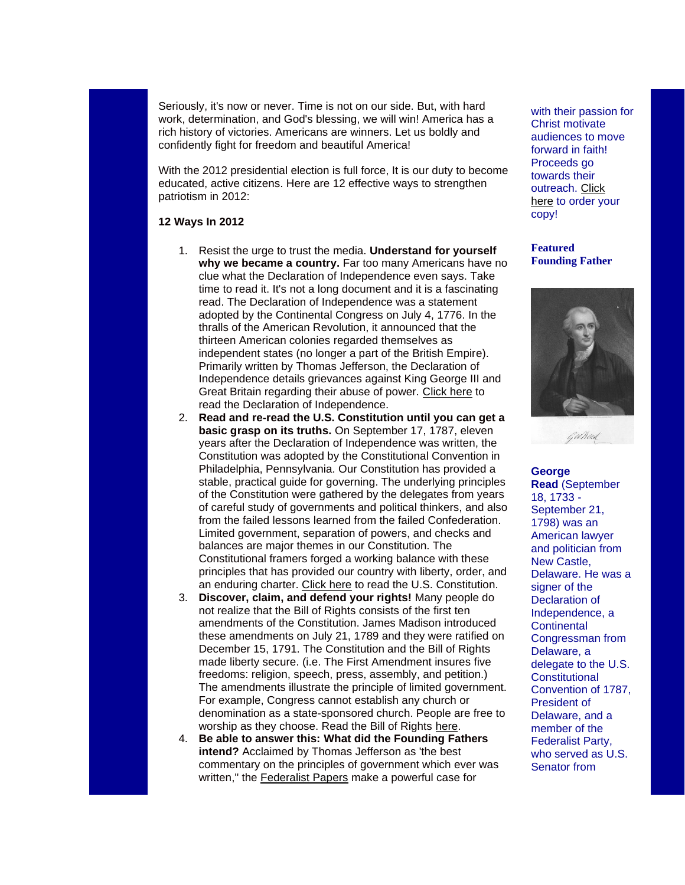Seriously, it's now or never. Time is not on our side. But, with hard work, determination, and God's blessing, we will win! America has a rich history of victories. Americans are winners. Let us boldly and confidently fight for freedom and beautiful America!

With the 2012 presidential election is full force, It is our duty to become educated, active citizens. Here are 12 effective ways to strengthen patriotism in 2012:

**12 Ways In 2012**

1. Resist the urge to trust the media. **Understand for yourself why we became a country.** Far too many Americans have no clue what the Declaration of Independence even says. Take time to read it. It's not a long document and it is a fascinating read. The Declaration of Independence was a statement adopted by the Continental Congress on July 4, 1776. In the thralls of the American Revolution, it announced that the thirteen American colonies regarded themselves as independent states (no longer a part of the British Empire). Primarily written by Thomas Jefferson, the Declaration of Independence details grievances against King George III and Great Britain regarding their abuse of power. Click here to read the Declaration of Independence.
2. **Read and re-read the U.S. Constitution until you can get a basic grasp on its truths.** On September 17, 1787, eleven years after the Declaration of Independence was written, the Constitution was adopted by the Constitutional Convention in Philadelphia, Pennsylvania. Our Constitution has provided a stable, practical guide for governing. The underlying principles of the Constitution were gathered by the delegates from years of careful study of governments and political thinkers, and also from the failed lessons learned from the failed Confederation. Limited government, separation of powers, and checks and balances are major themes in our Constitution. The Constitutional framers forged a working balance with these principles that has provided our country with liberty, order, and an enduring charter. Click here to read the U.S. Constitution.
3. **Discover, claim, and defend your rights!** Many people do not realize that the Bill of Rights consists of the first ten amendments of the Constitution. James Madison introduced these amendments on July 21, 1789 and they were ratified on December 15, 1791. The Constitution and the Bill of Rights made liberty secure. (i.e. The First Amendment insures five freedoms: religion, speech, press, assembly, and petition.) The amendments illustrate the principle of limited government. For example, Congress cannot establish any church or denomination as a state-sponsored church. People are free to worship as they choose. Read the Bill of Rights here.
4. **Be able to answer this: What did the Founding Fathers intend?** Acclaimed by Thomas Jefferson as 'the best commentary on the principles of government which ever was written," the Federalist Papers make a powerful case for

with their passion for Christ motivate audiences to move forward in faith! Proceeds go towards their outreach. Click here to order your copy!

**Featured Founding Father**

**George Read** (September 18, 1733 - September 21, 1798) was an American lawyer and politician from New Castle, Delaware. He was a signer of the Declaration of Independence, a Continental Congressman from Delaware, a delegate to the U.S. Constitutional Convention of 1787, President of Delaware, and a member of the Federalist Party, who served as U.S. Senator from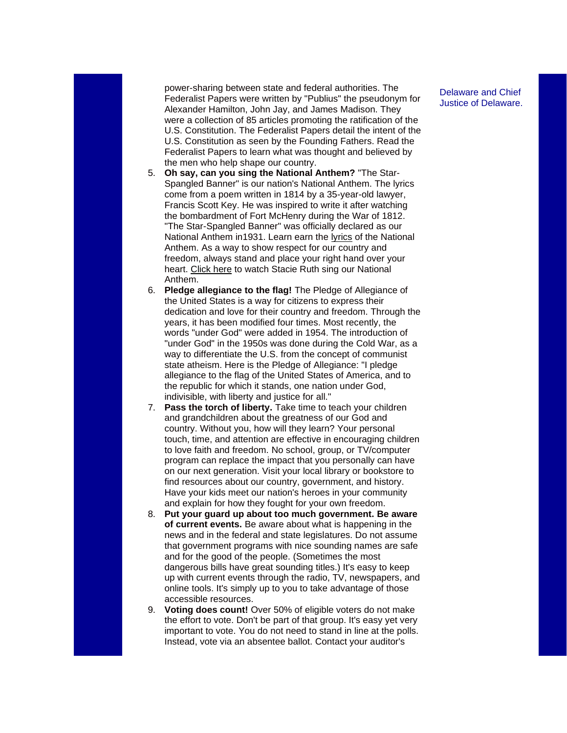power-sharing between state and federal authorities. The Federalist Papers were written by "Publius" the pseudonym for Alexander Hamilton, John Jay, and James Madison. They were a collection of 85 articles promoting the ratification of the U.S. Constitution. The Federalist Papers detail the intent of the U.S. Constitution as seen by the Founding Fathers. Read the Federalist Papers to learn what was thought and believed by the men who help shape our country.

5. **Oh say, can you sing the National Anthem?** "The Star-Spangled Banner" is our nation's National Anthem. The lyrics come from a poem written in 1814 by a 35-year-old lawyer, Francis Scott Key. He was inspired to write it after watching the bombardment of Fort McHenry during the War of 1812. "The Star-Spangled Banner" was officially declared as our National Anthem in1931. Learn earn the lyrics of the National Anthem. As a way to show respect for our country and freedom, always stand and place your right hand over your heart. Click here to watch Stacie Ruth sing our National Anthem.
6. **Pledge allegiance to the flag!** The Pledge of Allegiance of the United States is a way for citizens to express their dedication and love for their country and freedom. Through the years, it has been modified four times. Most recently, the words "under God" were added in 1954. The introduction of "under God" in the 1950s was done during the Cold War, as a way to differentiate the U.S. from the concept of communist state atheism. Here is the Pledge of Allegiance: "I pledge allegiance to the flag of the United States of America, and to the republic for which it stands, one nation under God, indivisible, with liberty and justice for all."
7. **Pass the torch of liberty.** Take time to teach your children and grandchildren about the greatness of our God and country. Without you, how will they learn? Your personal touch, time, and attention are effective in encouraging children to love faith and freedom. No school, group, or TV/computer program can replace the impact that you personally can have on our next generation. Visit your local library or bookstore to find resources about our country, government, and history. Have your kids meet our nation's heroes in your community and explain for how they fought for your own freedom.
8. **Put your guard up about too much government. Be aware of current events.** Be aware about what is happening in the news and in the federal and state legislatures. Do not assume that government programs with nice sounding names are safe and for the good of the people. (Sometimes the most dangerous bills have great sounding titles.) It's easy to keep up with current events through the radio, TV, newspapers, and online tools. It's simply up to you to take advantage of those accessible resources.
9. **Voting does count!** Over 50% of eligible voters do not make the effort to vote. Don't be part of that group. It's easy yet very important to vote. You do not need to stand in line at the polls. Instead, vote via an absentee ballot. Contact your auditor's

Delaware and Chief Justice of Delaware.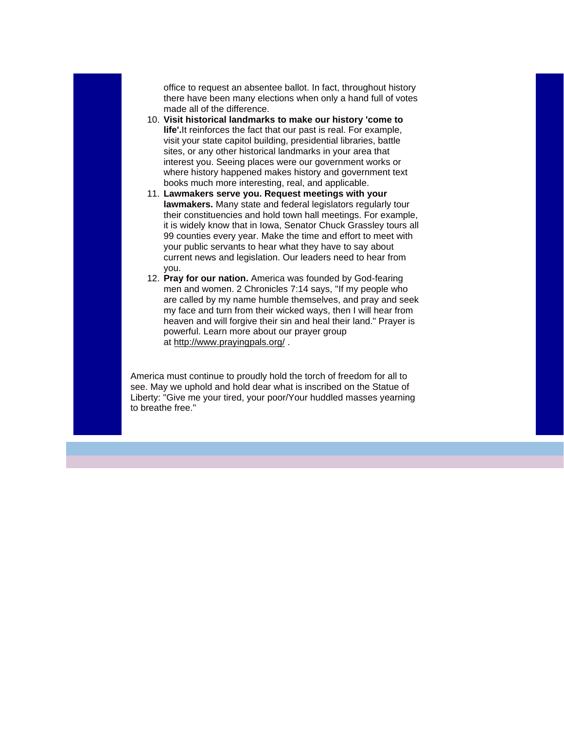office to request an absentee ballot. In fact, throughout history there have been many elections when only a hand full of votes made all of the difference.

10. **Visit historical landmarks to make our history 'come to life'.** It reinforces the fact that our past is real. For example, visit your state capitol building, presidential libraries, battle sites, or any other historical landmarks in your area that interest you. Seeing places were our government works or where history happened makes history and government text books much more interesting, real, and applicable.
11. **Lawmakers serve you. Request meetings with your lawmakers.** Many state and federal legislators regularly tour their constituencies and hold town hall meetings. For example, it is widely know that in Iowa, Senator Chuck Grassley tours all 99 counties every year. Make the time and effort to meet with your public servants to hear what they have to say about current news and legislation. Our leaders need to hear from you.
12. **Pray for our nation.** America was founded by God-fearing men and women. 2 Chronicles 7:14 says, "If my people who are called by my name humble themselves, and pray and seek my face and turn from their wicked ways, then I will hear from heaven and will forgive their sin and heal their land." Prayer is powerful. Learn more about our prayer group at http://www.prayingpals.org/ .

America must continue to proudly hold the torch of freedom for all to see. May we uphold and hold dear what is inscribed on the Statue of Liberty: "Give me your tired, your poor/Your huddled masses yearning to breathe free."